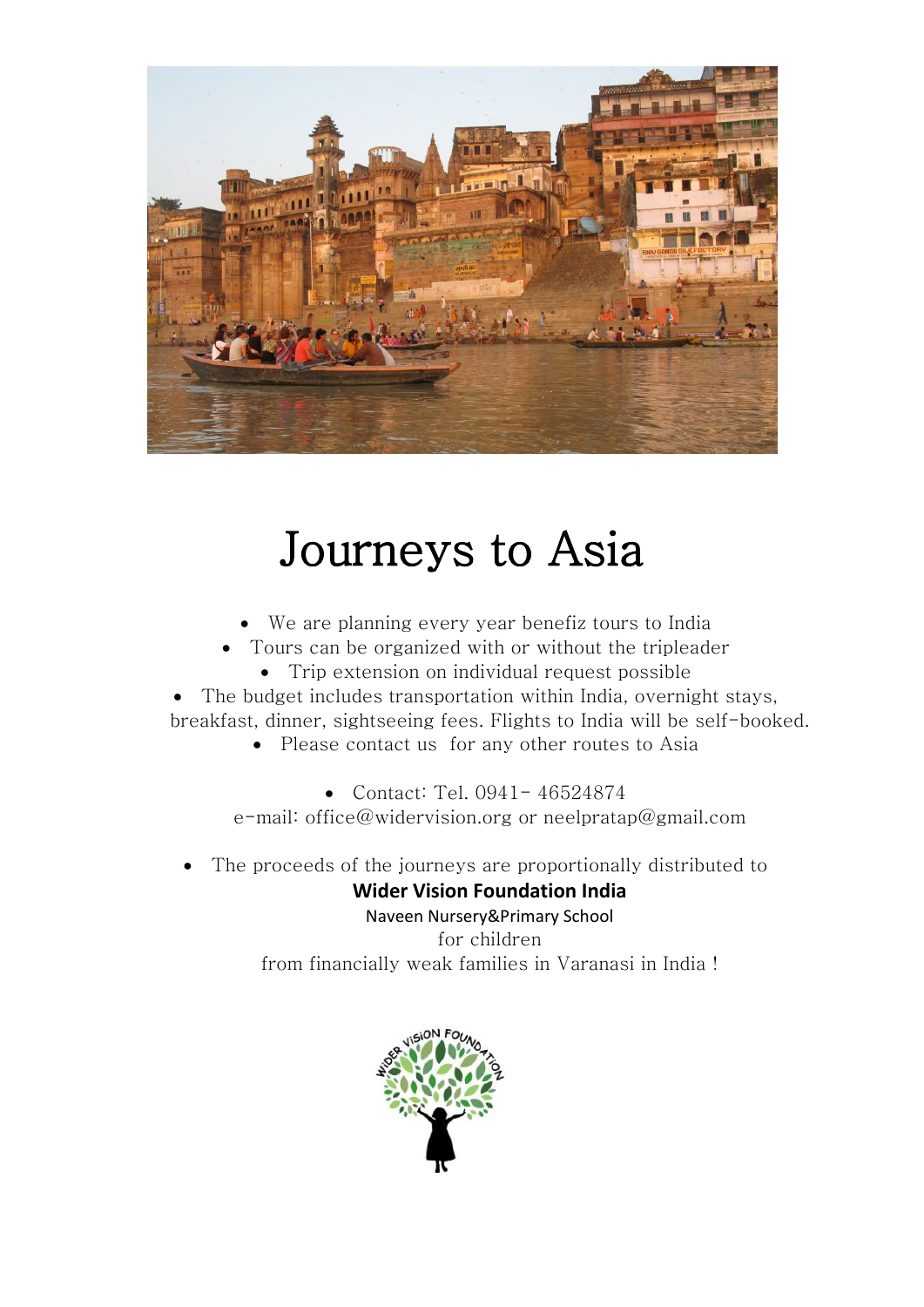# Journeys to Asia

- We are planning every year benefiz tours to India
- Tours can be organized with or without the tripleader
- Trip extension on individual request possible
- The budget includes transportation within India, overnight stays, breakfast, dinner, sightseeing fees. Flights to India will be self-booked.
- Please contact us for any other routes to Asia

- Contact: Tel. 0941- 46524874
  e-mail: office@widervision.org or neelpratap@gmail.com

- The proceeds of the journeys are proportionally distributed to

**Wider Vision Foundation India**

Naveen Nursery&Primary School

for children

from financially weak families in Varanasi in India !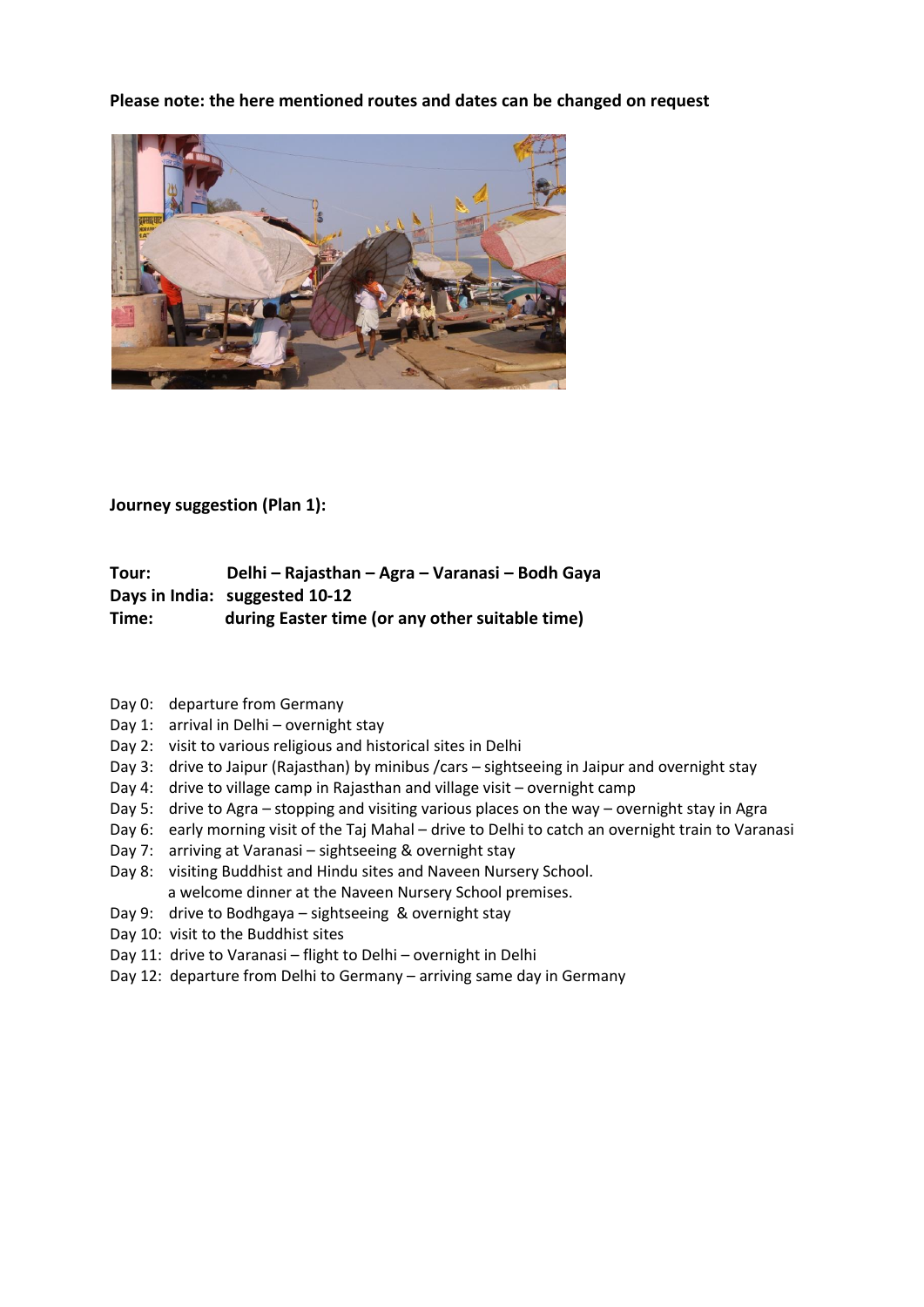**Please note: the here mentioned routes and dates can be changed on request**

**Journey suggestion (Plan 1):**

**Tour:** **Delhi – Rajasthan – Agra – Varanasi – Bodh Gaya**
**Days in India:** **suggested 10-12**
**Time:** **during Easter time (or any other suitable time)**

- Day 0: departure from Germany
- Day 1: arrival in Delhi – overnight stay
- Day 2: visit to various religious and historical sites in Delhi
- Day 3: drive to Jaipur (Rajasthan) by minibus /cars – sightseeing in Jaipur and overnight stay
- Day 4: drive to village camp in Rajasthan and village visit – overnight camp
- Day 5: drive to Agra – stopping and visiting various places on the way – overnight stay in Agra
- Day 6: early morning visit of the Taj Mahal – drive to Delhi to catch an overnight train to Varanasi
- Day 7: arriving at Varanasi – sightseeing & overnight stay
- Day 8: visiting Buddhist and Hindu sites and Naveen Nursery School.
  a welcome dinner at the Naveen Nursery School premises.
- Day 9: drive to Bodhgaya – sightseeing & overnight stay
- Day 10: visit to the Buddhist sites
- Day 11: drive to Varanasi – flight to Delhi – overnight in Delhi
- Day 12: departure from Delhi to Germany – arriving same day in Germany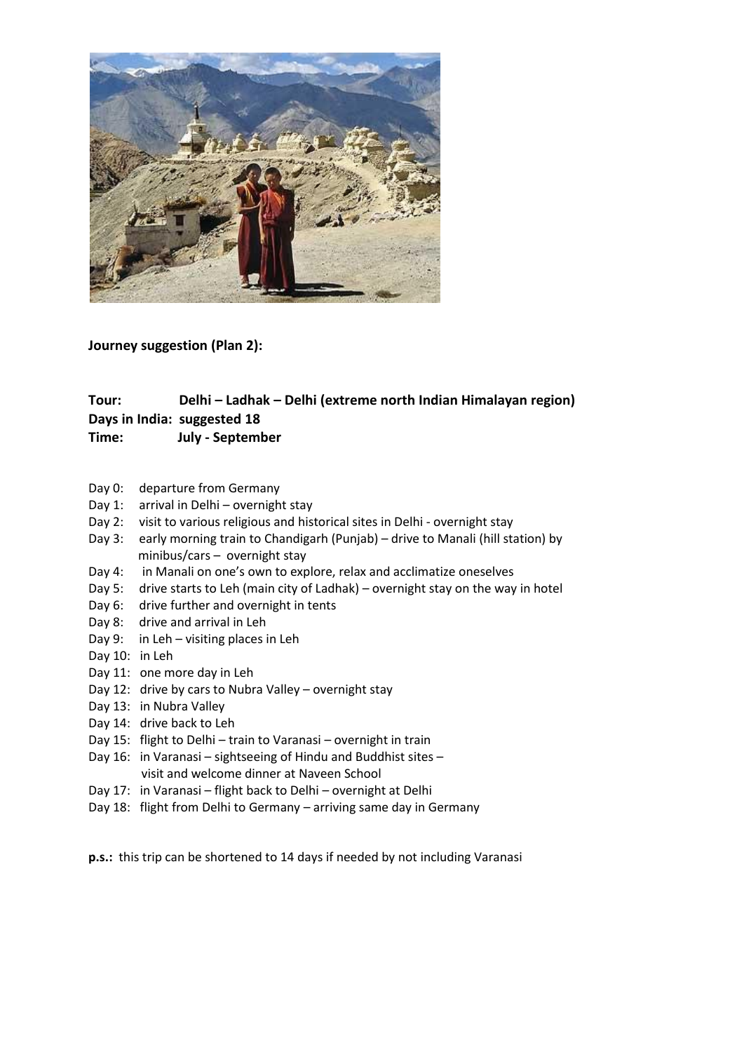**Journey suggestion (Plan 2):**

**Tour:** **Delhi – Ladhak – Delhi (extreme north Indian Himalayan region)**
**Days in India: suggested 18**
**Time:** **July - September**

- Day 0: departure from Germany
- Day 1: arrival in Delhi – overnight stay
- Day 2: visit to various religious and historical sites in Delhi - overnight stay
- Day 3: early morning train to Chandigarh (Punjab) – drive to Manali (hill station) by minibus/cars – overnight stay
- Day 4: in Manali on one's own to explore, relax and acclimatize oneselves
- Day 5: drive starts to Leh (main city of Ladhak) – overnight stay on the way in hotel
- Day 6: drive further and overnight in tents
- Day 8: drive and arrival in Leh
- Day 9: in Leh – visiting places in Leh
- Day 10: in Leh
- Day 11: one more day in Leh
- Day 12: drive by cars to Nubra Valley – overnight stay
- Day 13: in Nubra Valley
- Day 14: drive back to Leh
- Day 15: flight to Delhi – train to Varanasi – overnight in train
- Day 16: in Varanasi – sightseeing of Hindu and Buddhist sites – visit and welcome dinner at Naveen School
- Day 17: in Varanasi – flight back to Delhi – overnight at Delhi
- Day 18: flight from Delhi to Germany – arriving same day in Germany

**p.s.:** this trip can be shortened to 14 days if needed by not including Varanasi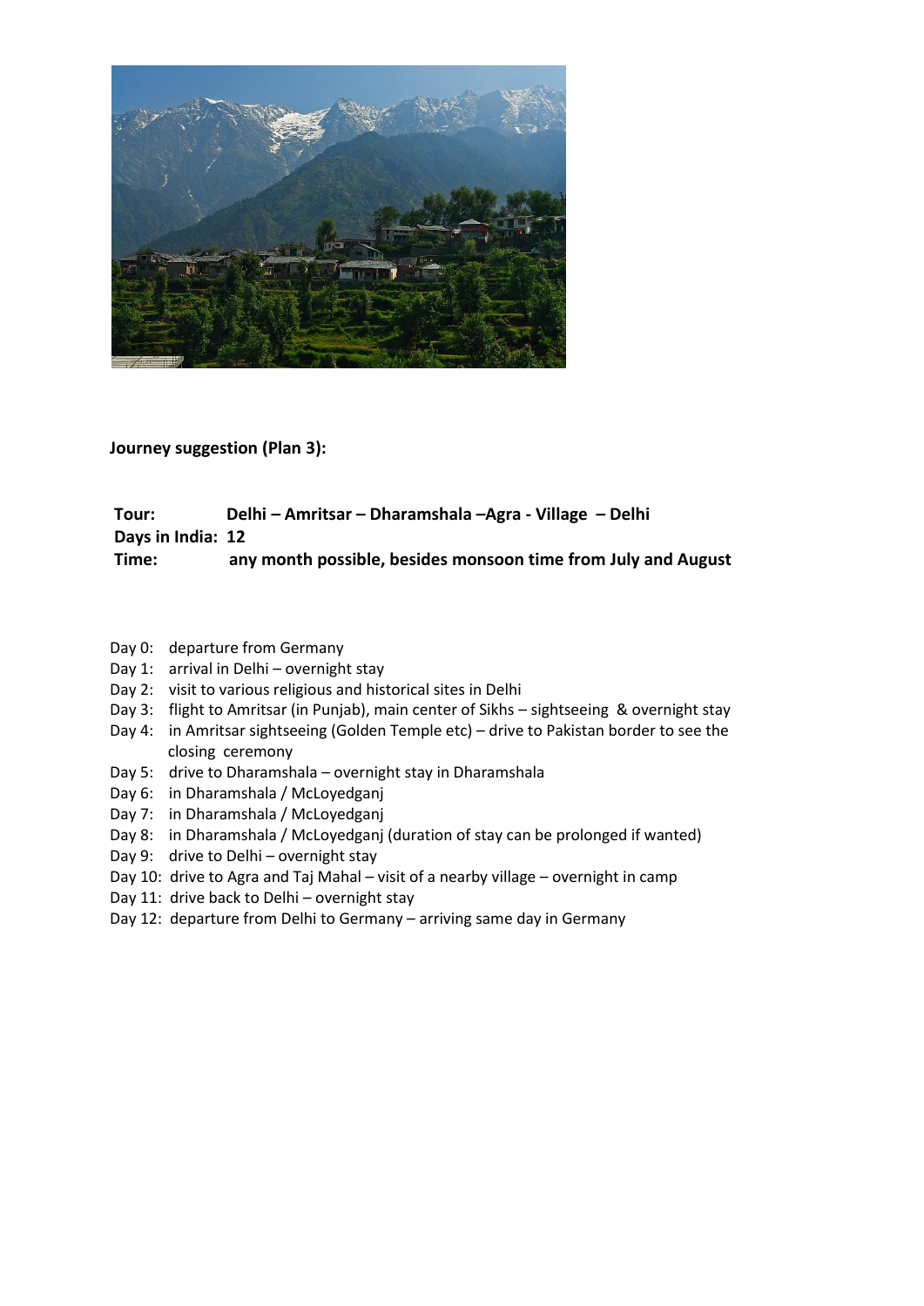**Journey suggestion (Plan 3):**

**Tour:** **Delhi – Amritsar – Dharamshala –Agra - Village – Delhi**
**Days in India: 12**
**Time:** **any month possible, besides monsoon time from July and August**

- Day 0: departure from Germany
- Day 1: arrival in Delhi – overnight stay
- Day 2: visit to various religious and historical sites in Delhi
- Day 3: flight to Amritsar (in Punjab), main center of Sikhs – sightseeing & overnight stay
- Day 4: in Amritsar sightseeing (Golden Temple etc) – drive to Pakistan border to see the closing ceremony
- Day 5: drive to Dharamshala – overnight stay in Dharamshala
- Day 6: in Dharamshala / McLoyedganj
- Day 7: in Dharamshala / McLoyedganj
- Day 8: in Dharamshala / McLoyedganj (duration of stay can be prolonged if wanted)
- Day 9: drive to Delhi – overnight stay
- Day 10: drive to Agra and Taj Mahal – visit of a nearby village – overnight in camp
- Day 11: drive back to Delhi – overnight stay
- Day 12: departure from Delhi to Germany – arriving same day in Germany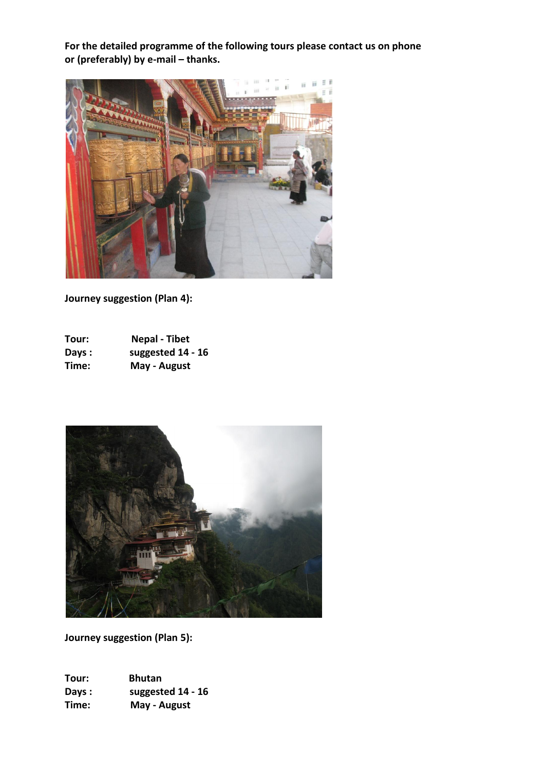**For the detailed programme of the following tours please contact us on phone or (preferably) by e-mail – thanks.**

**Journey suggestion (Plan 4):**

| | |
|---|---|
| **Tour:** | **Nepal - Tibet** |
| **Days :** | **suggested 14 - 16** |
| **Time:** | **May - August** |

**Journey suggestion (Plan 5):**

| | |
|---|---|
| **Tour:** | **Bhutan** |
| **Days :** | **suggested 14 - 16** |
| **Time:** | **May - August** |